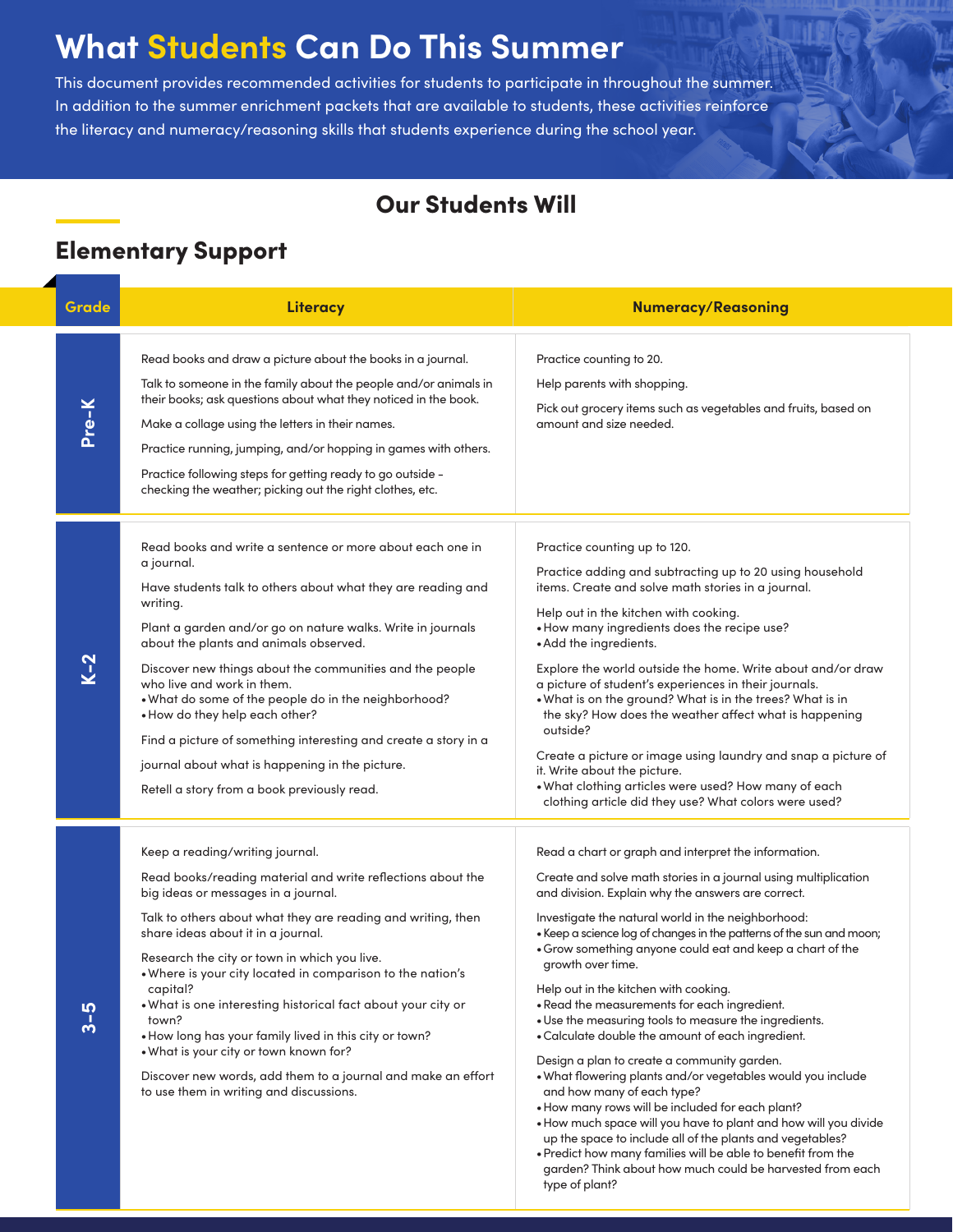# What Students Can Do This Summer

This document provides recommended activities for students to participate in throughout the summer. In addition to the summer enrichment packets that are available to students, these activities reinforce the literacy and numeracy/reasoning skills that students experience during the school year.

## Our Students Will

## Elementary Support

| Grade | Literacy | Numeracy/Reasoning |
|---|---|---|
| Pre-K | Read books and draw a picture about the books in a journal.<br><br>Talk to someone in the family about the people and/or animals in their books; ask questions about what they noticed in the book.<br><br>Make a collage using the letters in their names.<br><br>Practice running, jumping, and/or hopping in games with others.<br><br>Practice following steps for getting ready to go outside – checking the weather; picking out the right clothes, etc. | Practice counting to 20.<br><br>Help parents with shopping.<br><br>Pick out grocery items such as vegetables and fruits, based on amount and size needed. |
| K-2 | Read books and write a sentence or more about each one in a journal.<br><br>Have students talk to others about what they are reading and writing.<br><br>Plant a garden and/or go on nature walks. Write in journals about the plants and animals observed.<br><br>Discover new things about the communities and the people who live and work in them.<br>• What do some of the people do in the neighborhood?<br>• How do they help each other?<br><br>Find a picture of something interesting and create a story in a journal about what is happening in the picture.<br><br>Retell a story from a book previously read. | Practice counting up to 120.<br><br>Practice adding and subtracting up to 20 using household items. Create and solve math stories in a journal.<br><br>Help out in the kitchen with cooking.<br>• How many ingredients does the recipe use?<br>• Add the ingredients.<br><br>Explore the world outside the home. Write about and/or draw a picture of student's experiences in their journals.<br>• What is on the ground? What is in the trees? What is in the sky? How does the weather affect what is happening outside?<br><br>Create a picture or image using laundry and snap a picture of it. Write about the picture.<br>• What clothing articles were used? How many of each clothing article did they use? What colors were used? |
| 3-5 | Keep a reading/writing journal.<br><br>Read books/reading material and write reflections about the big ideas or messages in a journal.<br><br>Talk to others about what they are reading and writing, then share ideas about it in a journal.<br><br>Research the city or town in which you live.<br>• Where is your city located in comparison to the nation's capital?<br>• What is one interesting historical fact about your city or town?<br>• How long has your family lived in this city or town?<br>• What is your city or town known for?<br><br>Discover new words, add them to a journal and make an effort to use them in writing and discussions. | Read a chart or graph and interpret the information.<br><br>Create and solve math stories in a journal using multiplication and division. Explain why the answers are correct.<br><br>Investigate the natural world in the neighborhood:<br>• Keep a science log of changes in the patterns of the sun and moon;<br>• Grow something anyone could eat and keep a chart of the growth over time.<br><br>Help out in the kitchen with cooking.<br>• Read the measurements for each ingredient.<br>• Use the measuring tools to measure the ingredients.<br>• Calculate double the amount of each ingredient.<br><br>Design a plan to create a community garden.<br>• What flowering plants and/or vegetables would you include and how many of each type?<br>• How many rows will be included for each plant?<br>• How much space will you have to plant and how will you divide up the space to include all of the plants and vegetables?<br>• Predict how many families will be able to benefit from the garden? Think about how much could be harvested from each type of plant? |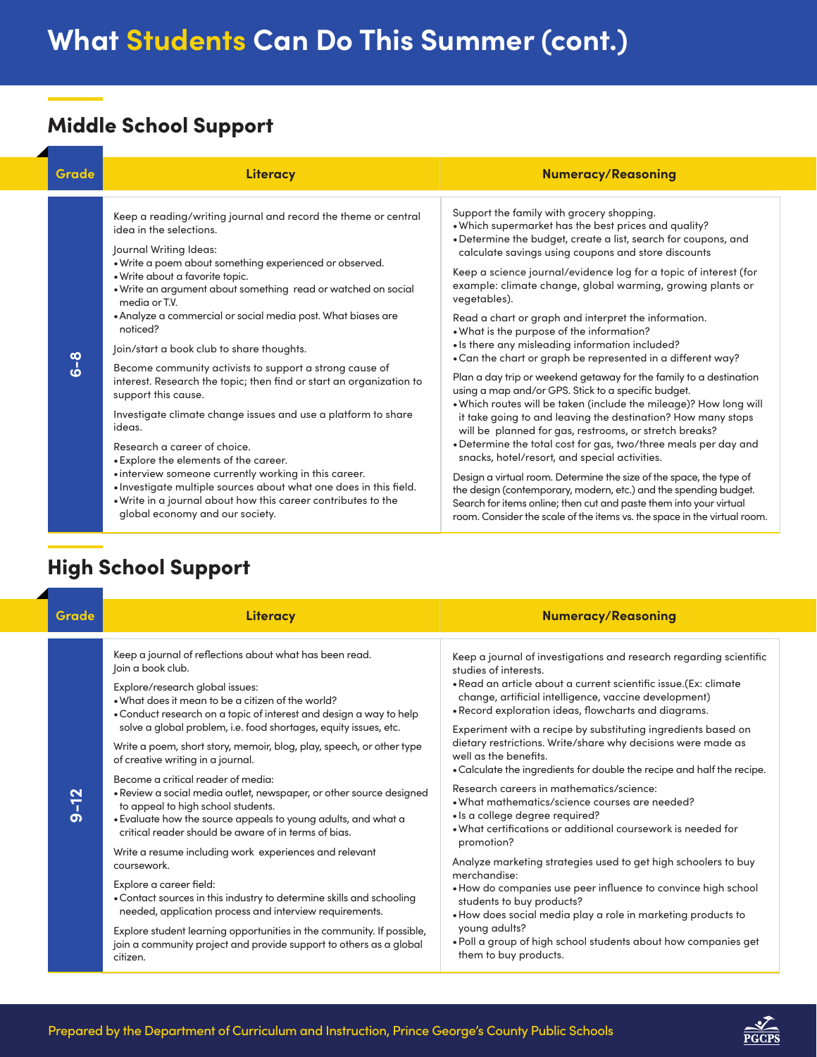# What Students Can Do This Summer (cont.)

## Middle School Support

| Grade | Literacy | Numeracy/Reasoning |
|---|---|---|
| 6-8 | Keep a reading/writing journal and record the theme or central idea in the selections.<br><br>Journal Writing Ideas:<br>• Write a poem about something experienced or observed.<br>• Write about a favorite topic.<br>• Write an argument about something read or watched on social media or T.V.<br>• Analyze a commercial or social media post. What biases are noticed?<br><br>Join/start a book club to share thoughts.<br><br>Become community activists to support a strong cause of interest. Research the topic; then find or start an organization to support this cause.<br><br>Investigate climate change issues and use a platform to share ideas.<br><br>Research a career of choice.<br>• Explore the elements of the career.<br>• interview someone currently working in this career.<br>• Investigate multiple sources about what one does in this field.<br>• Write in a journal about how this career contributes to the global economy and our society. | Support the family with grocery shopping.<br>• Which supermarket has the best prices and quality?<br>• Determine the budget, create a list, search for coupons, and calculate savings using coupons and store discounts<br><br>Keep a science journal/evidence log for a topic of interest (for example: climate change, global warming, growing plants or vegetables).<br><br>Read a chart or graph and interpret the information.<br>• What is the purpose of the information?<br>• Is there any misleading information included?<br>• Can the chart or graph be represented in a different way?<br><br>Plan a day trip or weekend getaway for the family to a destination using a map and/or GPS. Stick to a specific budget.<br>• Which routes will be taken (include the mileage)? How long will it take going to and leaving the destination? How many stops will be planned for gas, restrooms, or stretch breaks?<br>• Determine the total cost for gas, two/three meals per day and snacks, hotel/resort, and special activities.<br><br>Design a virtual room. Determine the size of the space, the type of the design (contemporary, modern, etc.) and the spending budget. Search for items online; then cut and paste them into your virtual room. Consider the scale of the items vs. the space in the virtual room. |

## High School Support

| Grade | Literacy | Numeracy/Reasoning |
|---|---|---|
| 9-12 | Keep a journal of reflections about what has been read. Join a book club.<br><br>Explore/research global issues:<br>• What does it mean to be a citizen of the world?<br>• Conduct research on a topic of interest and design a way to help solve a global problem, i.e. food shortages, equity issues, etc.<br><br>Write a poem, short story, memoir, blog, play, speech, or other type of creative writing in a journal.<br><br>Become a critical reader of media:<br>• Review a social media outlet, newspaper, or other source designed to appeal to high school students.<br>• Evaluate how the source appeals to young adults, and what a critical reader should be aware of in terms of bias.<br><br>Write a resume including work experiences and relevant coursework.<br><br>Explore a career field:<br>• Contact sources in this industry to determine skills and schooling needed, application process and interview requirements.<br><br>Explore student learning opportunities in the community. If possible, join a community project and provide support to others as a global citizen. | Keep a journal of investigations and research regarding scientific studies of interests.<br>• Read an article about a current scientific issue.(Ex: climate change, artificial intelligence, vaccine development)<br>• Record exploration ideas, flowcharts and diagrams.<br><br>Experiment with a recipe by substituting ingredients based on dietary restrictions. Write/share why decisions were made as well as the benefits.<br>• Calculate the ingredients for double the recipe and half the recipe.<br><br>Research careers in mathematics/science:<br>• What mathematics/science courses are needed?<br>• Is a college degree required?<br>• What certifications or additional coursework is needed for promotion?<br><br>Analyze marketing strategies used to get high schoolers to buy merchandise:<br>• How do companies use peer influence to convince high school students to buy products?<br>• How does social media play a role in marketing products to young adults?<br>• Poll a group of high school students about how companies get them to buy products. |

Prepared by the Department of Curriculum and Instruction, Prince George's County Public Schools

PGCPS